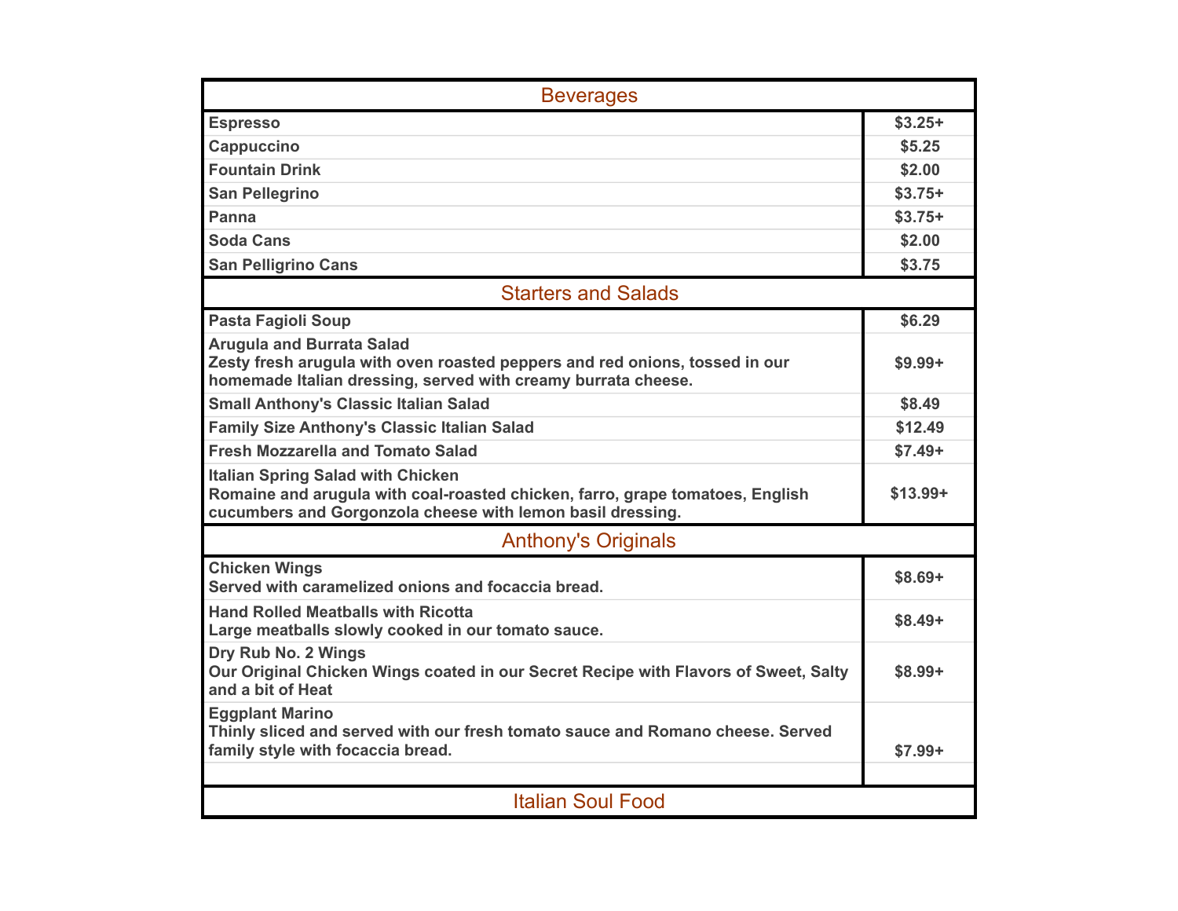## Beverages

| Item | Price |
|---|---|
| **Espresso** | **$3.25+** |
| **Cappuccino** | **$5.25** |
| **Fountain Drink** | **$2.00** |
| **San Pellegrino** | **$3.75+** |
| **Panna** | **$3.75+** |
| **Soda Cans** | **$2.00** |
| **San Pelligrino Cans** | **$3.75** |

## Starters and Salads

| Item | Price |
|---|---|
| **Pasta Fagioli Soup** | **$6.29** |
| **Arugula and Burrata Salad**<br>**Zesty fresh arugula with oven roasted peppers and red onions, tossed in our homemade Italian dressing, served with creamy burrata cheese.** | **$9.99+** |
| **Small Anthony's Classic Italian Salad** | **$8.49** |
| **Family Size Anthony's Classic Italian Salad** | **$12.49** |
| **Fresh Mozzarella and Tomato Salad** | **$7.49+** |
| **Italian Spring Salad with Chicken**<br>**Romaine and arugula with coal-roasted chicken, farro, grape tomatoes, English cucumbers and Gorgonzola cheese with lemon basil dressing.** | **$13.99+** |

## Anthony's Originals

| Item | Price |
|---|---|
| **Chicken Wings**<br>**Served with caramelized onions and focaccia bread.** | **$8.69+** |
| **Hand Rolled Meatballs with Ricotta**<br>**Large meatballs slowly cooked in our tomato sauce.** | **$8.49+** |
| **Dry Rub No. 2 Wings**<br>**Our Original Chicken Wings coated in our Secret Recipe with Flavors of Sweet, Salty and a bit of Heat** | **$8.99+** |
| **Eggplant Marino**<br>**Thinly sliced and served with our fresh tomato sauce and Romano cheese. Served family style with focaccia bread.** | **$7.99+** |
| | |

## Italian Soul Food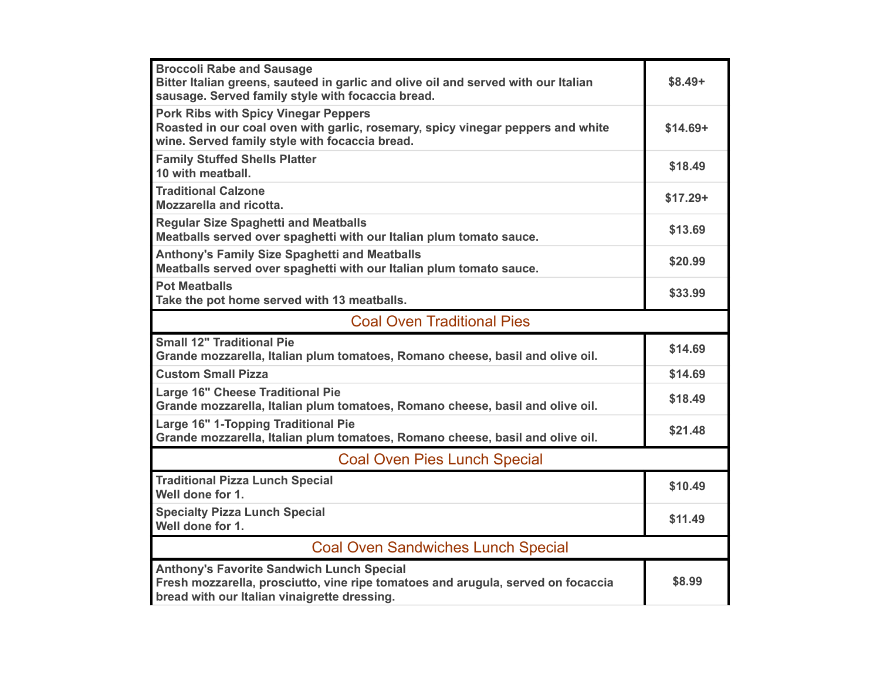| Item | Price |
|---|---|
| **Broccoli Rabe and Sausage**<br>Bitter Italian greens, sauteed in garlic and olive oil and served with our Italian sausage. Served family style with focaccia bread. | $8.49+ |
| **Pork Ribs with Spicy Vinegar Peppers**<br>Roasted in our coal oven with garlic, rosemary, spicy vinegar peppers and white wine. Served family style with focaccia bread. | $14.69+ |
| **Family Stuffed Shells Platter**<br>10 with meatball. | $18.49 |
| **Traditional Calzone**<br>Mozzarella and ricotta. | $17.29+ |
| **Regular Size Spaghetti and Meatballs**<br>Meatballs served over spaghetti with our Italian plum tomato sauce. | $13.69 |
| **Anthony's Family Size Spaghetti and Meatballs**<br>Meatballs served over spaghetti with our Italian plum tomato sauce. | $20.99 |
| **Pot Meatballs**<br>Take the pot home served with 13 meatballs. | $33.99 |

## Coal Oven Traditional Pies

| Item | Price |
|---|---|
| **Small 12" Traditional Pie**<br>Grande mozzarella, Italian plum tomatoes, Romano cheese, basil and olive oil. | $14.69 |
| **Custom Small Pizza** | $14.69 |
| **Large 16" Cheese Traditional Pie**<br>Grande mozzarella, Italian plum tomatoes, Romano cheese, basil and olive oil. | $18.49 |
| **Large 16" 1-Topping Traditional Pie**<br>Grande mozzarella, Italian plum tomatoes, Romano cheese, basil and olive oil. | $21.48 |

## Coal Oven Pies Lunch Special

| Item | Price |
|---|---|
| **Traditional Pizza Lunch Special**<br>Well done for 1. | $10.49 |
| **Specialty Pizza Lunch Special**<br>Well done for 1. | $11.49 |

## Coal Oven Sandwiches Lunch Special

| Item | Price |
|---|---|
| **Anthony's Favorite Sandwich Lunch Special**<br>Fresh mozzarella, prosciutto, vine ripe tomatoes and arugula, served on focaccia bread with our Italian vinaigrette dressing. | $8.99 |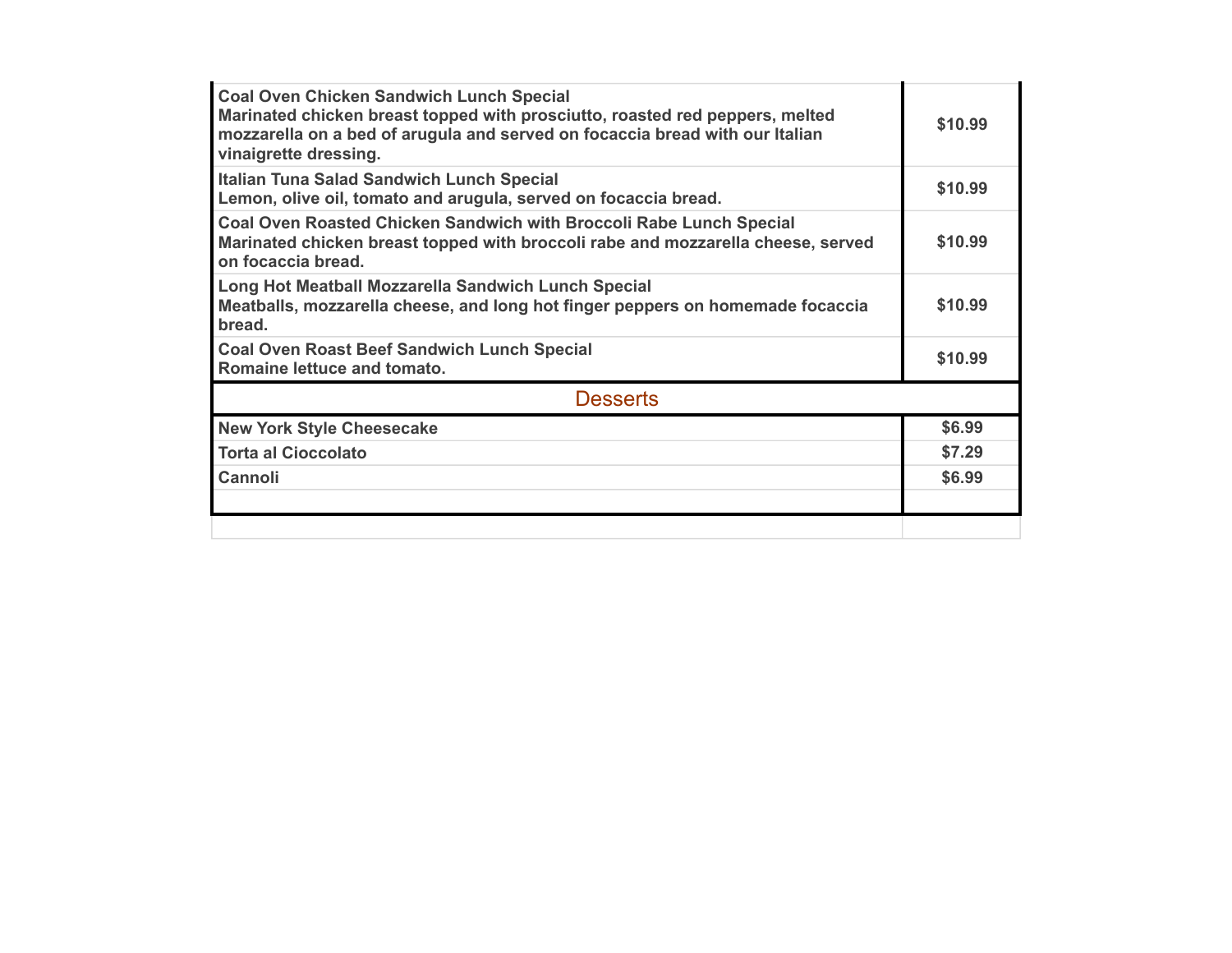| | |
|---|---|
| **Coal Oven Chicken Sandwich Lunch Special**<br>**Marinated chicken breast topped with prosciutto, roasted red peppers, melted mozzarella on a bed of arugula and served on focaccia bread with our Italian vinaigrette dressing.** | **$10.99** |
| **Italian Tuna Salad Sandwich Lunch Special**<br>**Lemon, olive oil, tomato and arugula, served on focaccia bread.** | **$10.99** |
| **Coal Oven Roasted Chicken Sandwich with Broccoli Rabe Lunch Special**<br>**Marinated chicken breast topped with broccoli rabe and mozzarella cheese, served on focaccia bread.** | **$10.99** |
| **Long Hot Meatball Mozzarella Sandwich Lunch Special**<br>**Meatballs, mozzarella cheese, and long hot finger peppers on homemade focaccia bread.** | **$10.99** |
| **Coal Oven Roast Beef Sandwich Lunch Special**<br>**Romaine lettuce and tomato.** | **$10.99** |

## Desserts

| | |
|---|---|
| **New York Style Cheesecake** | **$6.99** |
| **Torta al Cioccolato** | **$7.29** |
| **Cannoli** | **$6.99** |